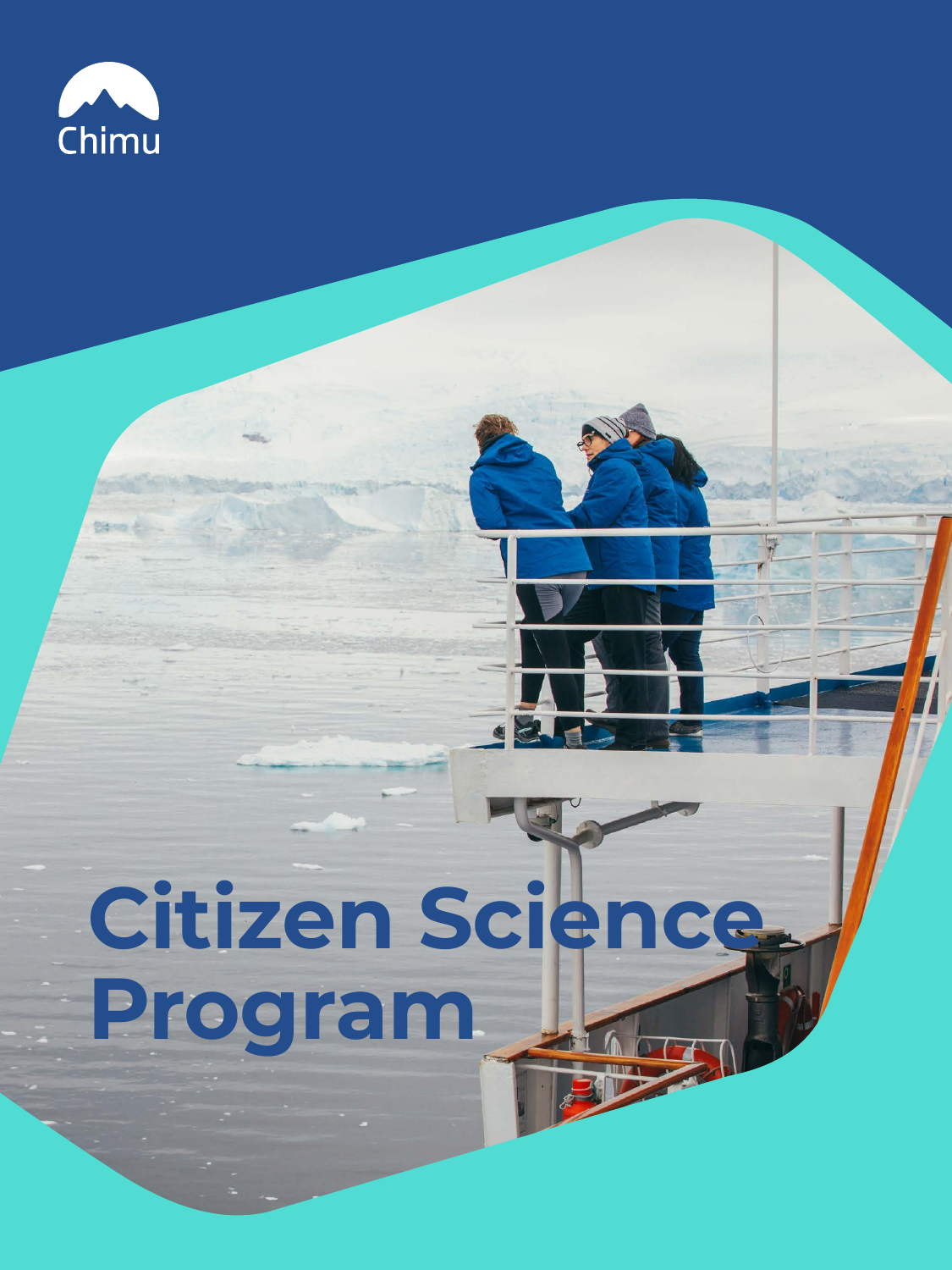Chimu

# Citizen Science Program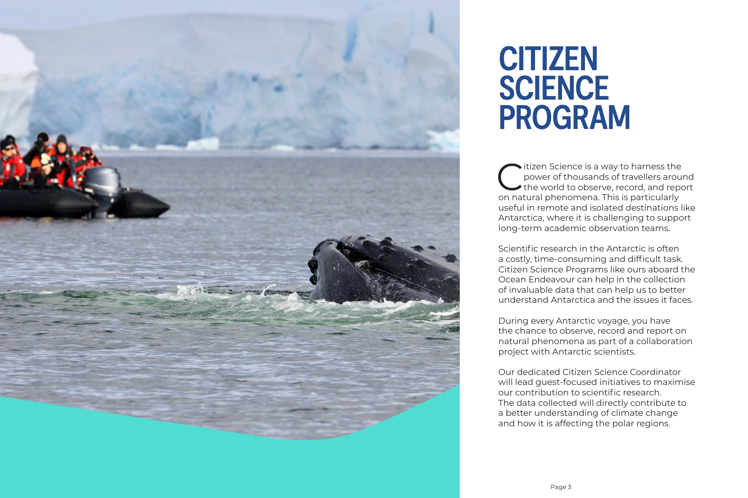# CITIZEN SCIENCE PROGRAM

Citizen Science is a way to harness the power of thousands of travellers around the world to observe, record, and report on natural phenomena. This is particularly useful in remote and isolated destinations like Antarctica, where it is challenging to support long-term academic observation teams.

Scientific research in the Antarctic is often a costly, time-consuming and difficult task. Citizen Science Programs like ours aboard the Ocean Endeavour can help in the collection of invaluable data that can help us to better understand Antarctica and the issues it faces.

During every Antarctic voyage, you have the chance to observe, record and report on natural phenomena as part of a collaboration project with Antarctic scientists.

Our dedicated Citizen Science Coordinator will lead guest-focused initiatives to maximise our contribution to scientific research. The data collected will directly contribute to a better understanding of climate change and how it is affecting the polar regions.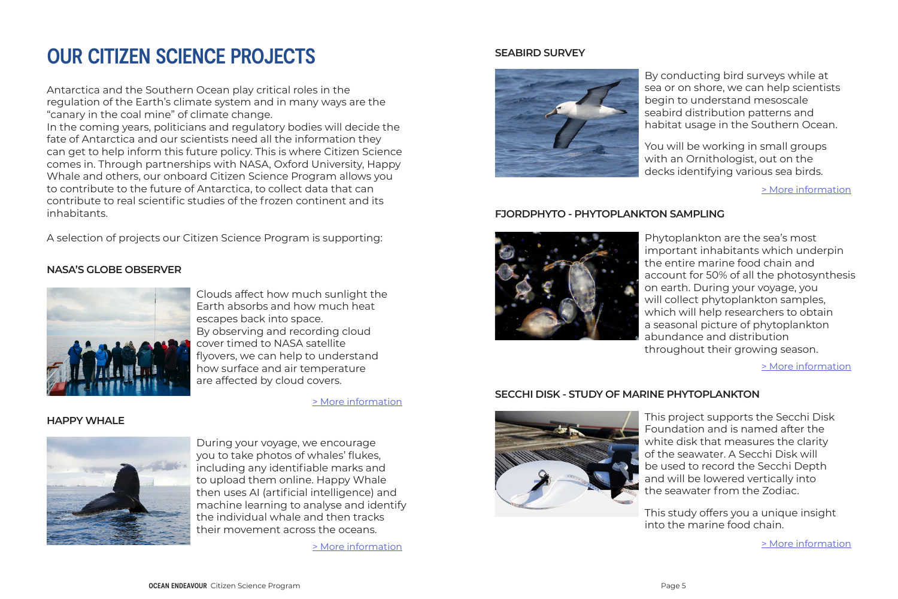# OUR CITIZEN SCIENCE PROJECTS

Antarctica and the Southern Ocean play critical roles in the regulation of the Earth's climate system and in many ways are the "canary in the coal mine" of climate change.
In the coming years, politicians and regulatory bodies will decide the fate of Antarctica and our scientists need all the information they can get to help inform this future policy. This is where Citizen Science comes in. Through partnerships with NASA, Oxford University, Happy Whale and others, our onboard Citizen Science Program allows you to contribute to the future of Antarctica, to collect data that can contribute to real scientific studies of the frozen continent and its inhabitants.

A selection of projects our Citizen Science Program is supporting:

### NASA'S GLOBE OBSERVER

Clouds affect how much sunlight the Earth absorbs and how much heat escapes back into space.
By observing and recording cloud cover timed to NASA satellite flyovers, we can help to understand how surface and air temperature are affected by cloud covers.

> More information

### HAPPY WHALE

During your voyage, we encourage you to take photos of whales' flukes, including any identifiable marks and to upload them online. Happy Whale then uses AI (artificial intelligence) and machine learning to analyse and identify the individual whale and then tracks their movement across the oceans.

> More information

### SEABIRD SURVEY

By conducting bird surveys while at sea or on shore, we can help scientists begin to understand mesoscale seabird distribution patterns and habitat usage in the Southern Ocean.

You will be working in small groups with an Ornithologist, out on the decks identifying various sea birds.

> More information

### FJORDPHYTO - PHYTOPLANKTON SAMPLING

Phytoplankton are the sea's most important inhabitants which underpin the entire marine food chain and account for 50% of all the photosynthesis on earth. During your voyage, you will collect phytoplankton samples, which will help researchers to obtain a seasonal picture of phytoplankton abundance and distribution throughout their growing season.

> More information

### SECCHI DISK - STUDY OF MARINE PHYTOPLANKTON

This project supports the Secchi Disk Foundation and is named after the white disk that measures the clarity of the seawater. A Secchi Disk will be used to record the Secchi Depth and will be lowered vertically into the seawater from the Zodiac.

This study offers you a unique insight into the marine food chain.

> More information